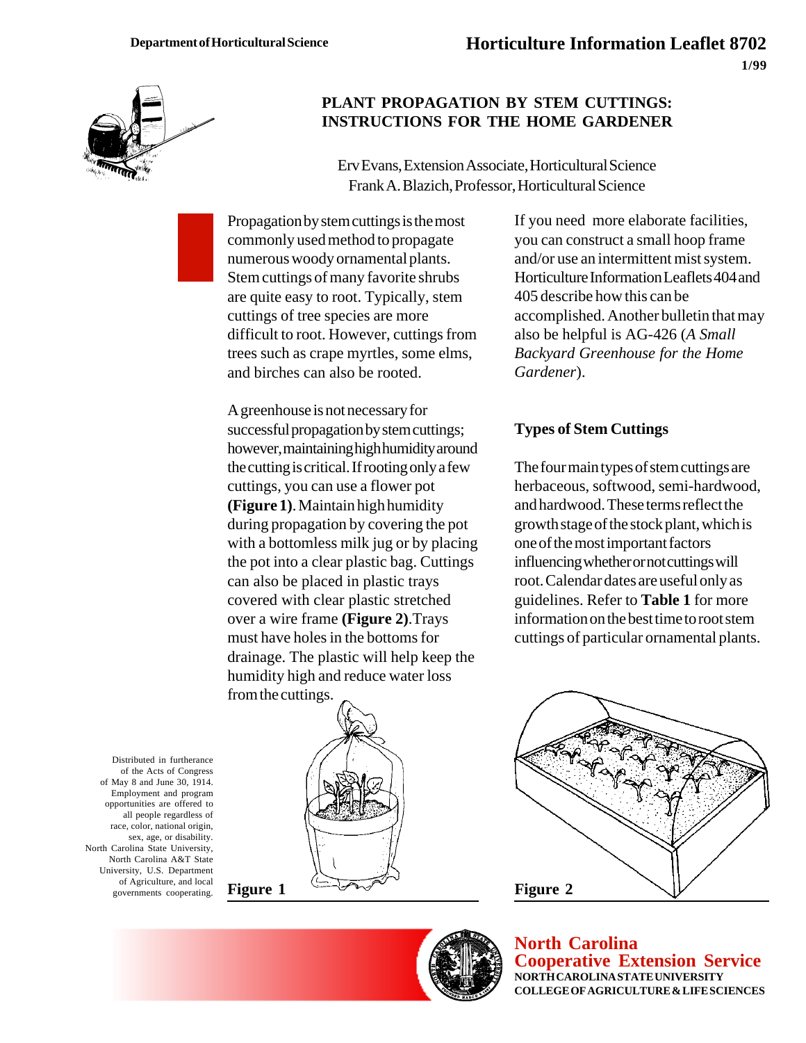Department of Horticultural Science

Horticulture Information Leaflet 8702

1/99

# PLANT PROPAGATION BY STEM CUTTINGS: INSTRUCTIONS FOR THE HOME GARDENER

Erv Evans, Extension Associate, Horticultural Science
Frank A. Blazich, Professor, Horticultural Science

Propagation by stem cuttings is the most commonly used method to propagate numerous woody ornamental plants. Stem cuttings of many favorite shrubs are quite easy to root. Typically, stem cuttings of tree species are more difficult to root. However, cuttings from trees such as crape myrtles, some elms, and birches can also be rooted.

A greenhouse is not necessary for successful propagation by stem cuttings; however, maintaining high humidity around the cutting is critical. If rooting only a few cuttings, you can use a flower pot **(Figure 1)**. Maintain high humidity during propagation by covering the pot with a bottomless milk jug or by placing the pot into a clear plastic bag. Cuttings can also be placed in plastic trays covered with clear plastic stretched over a wire frame **(Figure 2)**. Trays must have holes in the bottoms for drainage. The plastic will help keep the humidity high and reduce water loss from the cuttings.

If you need more elaborate facilities, you can construct a small hoop frame and/or use an intermittent mist system. Horticulture Information Leaflets 404 and 405 describe how this can be accomplished. Another bulletin that may also be helpful is AG-426 (*A Small Backyard Greenhouse for the Home Gardener*).

## Types of Stem Cuttings

The four main types of stem cuttings are herbaceous, softwood, semi-hardwood, and hardwood. These terms reflect the growth stage of the stock plant, which is one of the most important factors influencing whether or not cuttings will root. Calendar dates are useful only as guidelines. Refer to **Table 1** for more information on the best time to root stem cuttings of particular ornamental plants.

**Figure 1**

**Figure 2**

Distributed in furtherance of the Acts of Congress of May 8 and June 30, 1914. Employment and program opportunities are offered to all people regardless of race, color, national origin, sex, age, or disability. North Carolina State University, North Carolina A&T State University, U.S. Department of Agriculture, and local governments cooperating.

**North Carolina Cooperative Extension Service**
**NORTH CAROLINA STATE UNIVERSITY**
**COLLEGE OF AGRICULTURE & LIFE SCIENCES**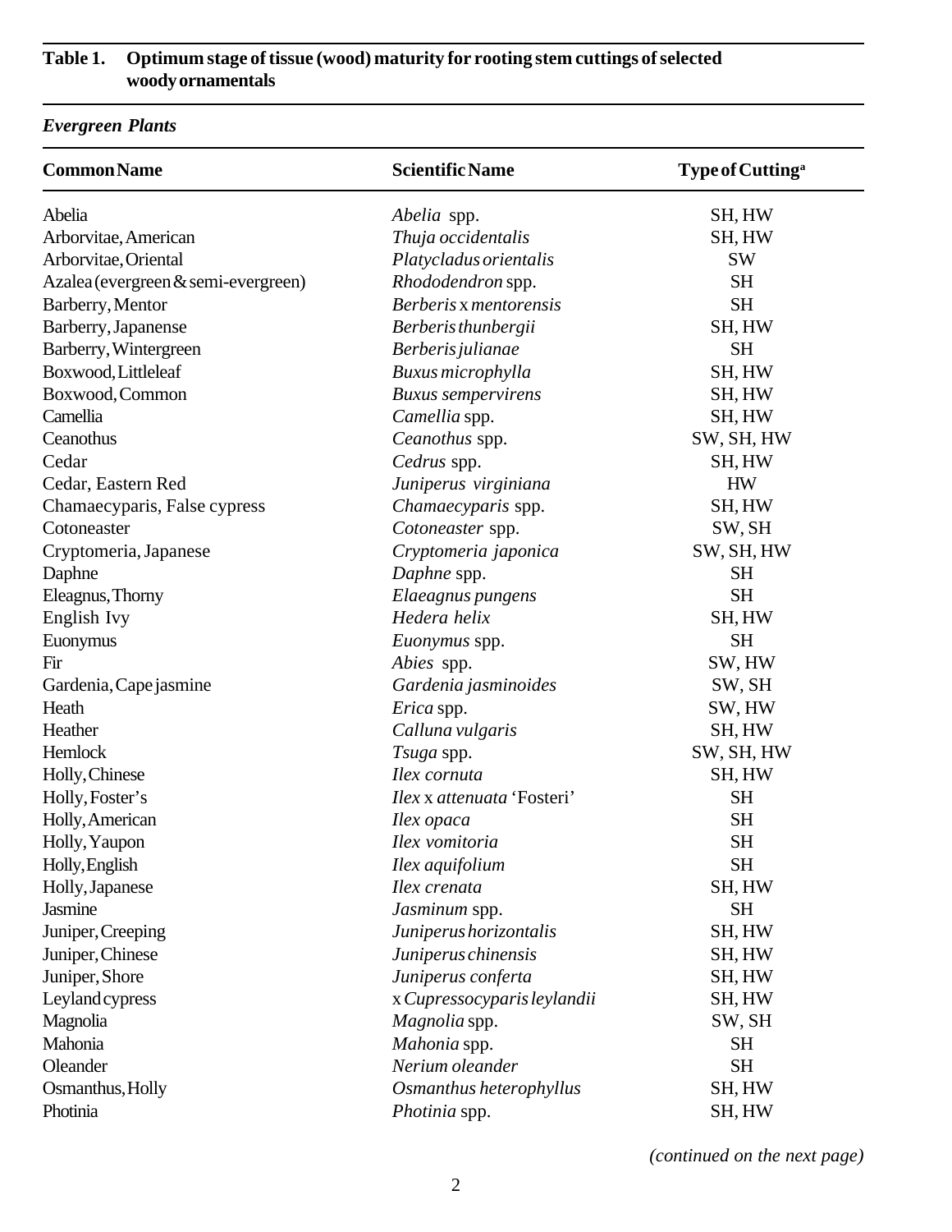**Table 1. Optimum stage of tissue (wood) maturity for rooting stem cuttings of selected woody ornamentals**

***Evergreen Plants***

| Common Name | Scientific Name | Type of Cutting[a] |
|---|---|---|
| Abelia | *Abelia* spp. | SH, HW |
| Arborvitae, American | *Thuja occidentalis* | SH, HW |
| Arborvitae, Oriental | *Platycladus orientalis* | SW |
| Azalea (evergreen & semi-evergreen) | *Rhododendron* spp. | SH |
| Barberry, Mentor | *Berberis* x *mentorensis* | SH |
| Barberry, Japanense | *Berberis thunbergii* | SH, HW |
| Barberry, Wintergreen | *Berberis julianae* | SH |
| Boxwood, Littleleaf | *Buxus microphylla* | SH, HW |
| Boxwood, Common | *Buxus sempervirens* | SH, HW |
| Camellia | *Camellia* spp. | SH, HW |
| Ceanothus | *Ceanothus* spp. | SW, SH, HW |
| Cedar | *Cedrus* spp. | SH, HW |
| Cedar, Eastern Red | *Juniperus virginiana* | HW |
| Chamaecyparis, False cypress | *Chamaecyparis* spp. | SH, HW |
| Cotoneaster | *Cotoneaster* spp. | SW, SH |
| Cryptomeria, Japanese | *Cryptomeria japonica* | SW, SH, HW |
| Daphne | *Daphne* spp. | SH |
| Eleagnus, Thorny | *Elaeagnus pungens* | SH |
| English Ivy | *Hedera helix* | SH, HW |
| Euonymus | *Euonymus* spp. | SH |
| Fir | *Abies* spp. | SW, HW |
| Gardenia, Cape jasmine | *Gardenia jasminoides* | SW, SH |
| Heath | *Erica* spp. | SW, HW |
| Heather | *Calluna vulgaris* | SH, HW |
| Hemlock | *Tsuga* spp. | SW, SH, HW |
| Holly, Chinese | *Ilex cornuta* | SH, HW |
| Holly, Foster's | *Ilex* x *attenuata* 'Fosteri' | SH |
| Holly, American | *Ilex opaca* | SH |
| Holly, Yaupon | *Ilex vomitoria* | SH |
| Holly, English | *Ilex aquifolium* | SH |
| Holly, Japanese | *Ilex crenata* | SH, HW |
| Jasmine | *Jasminum* spp. | SH |
| Juniper, Creeping | *Juniperus horizontalis* | SH, HW |
| Juniper, Chinese | *Juniperus chinensis* | SH, HW |
| Juniper, Shore | *Juniperus conferta* | SH, HW |
| Leyland cypress | x *Cupressocyparis leylandii* | SH, HW |
| Magnolia | *Magnolia* spp. | SW, SH |
| Mahonia | *Mahonia* spp. | SH |
| Oleander | *Nerium oleander* | SH |
| Osmanthus, Holly | *Osmanthus heterophyllus* | SH, HW |
| Photinia | *Photinia* spp. | SH, HW |

*(continued on the next page)*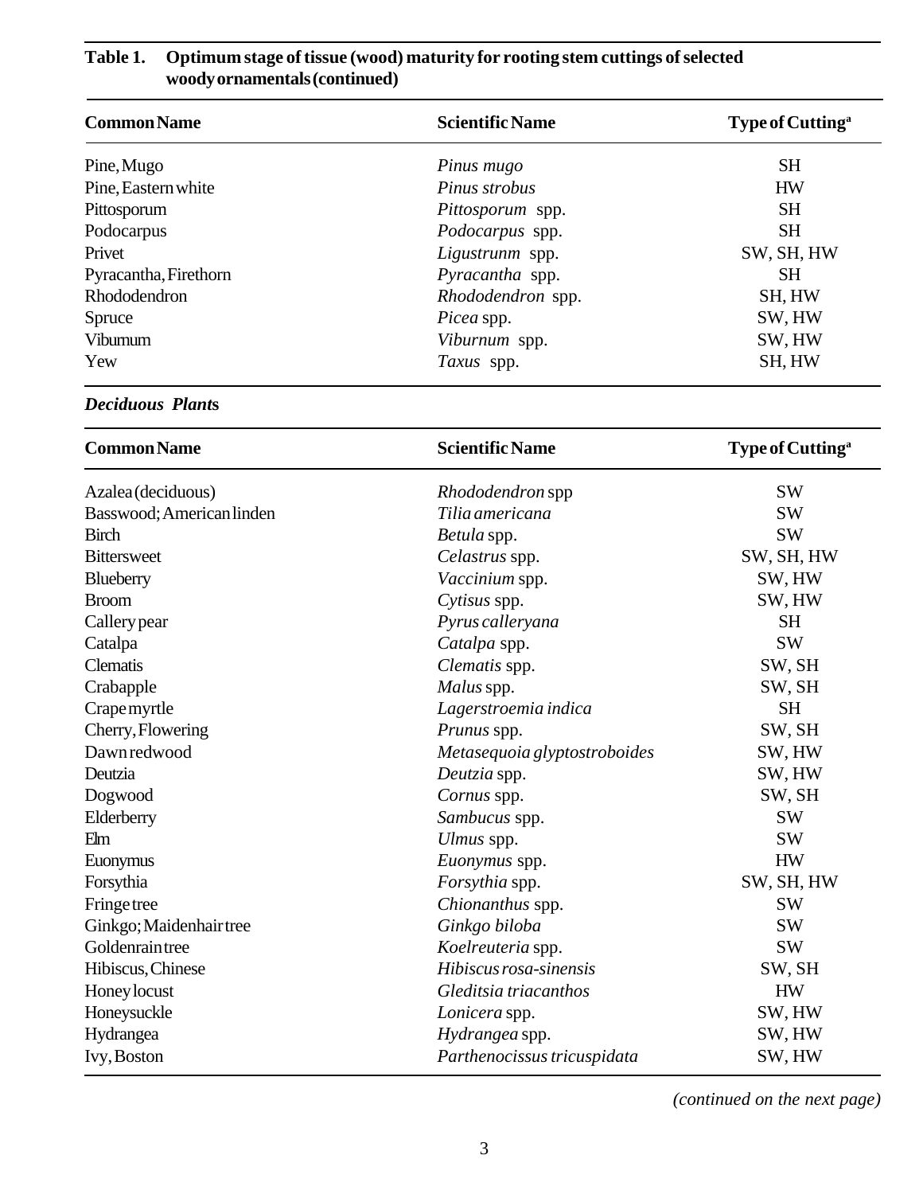**Table 1. Optimum stage of tissue (wood) maturity for rooting stem cuttings of selected woody ornamentals (continued)**

| Common Name | Scientific Name | Type of Cutting[a] |
|---|---|---|
| Pine, Mugo | *Pinus mugo* | SH |
| Pine, Eastern white | *Pinus strobus* | HW |
| Pittosporum | *Pittosporum* spp. | SH |
| Podocarpus | *Podocarpus* spp. | SH |
| Privet | *Ligustrunm* spp. | SW, SH, HW |
| Pyracantha, Firethorn | *Pyracantha* spp. | SH |
| Rhododendron | *Rhododendron* spp. | SH, HW |
| Spruce | *Picea* spp. | SW, HW |
| Viburnum | *Viburnum* spp. | SW, HW |
| Yew | *Taxus* spp. | SH, HW |

***Deciduous Plants***

| Common Name | Scientific Name | Type of Cutting[a] |
|---|---|---|
| Azalea (deciduous) | *Rhododendron* spp | SW |
| Basswood; American linden | *Tilia americana* | SW |
| Birch | *Betula* spp. | SW |
| Bittersweet | *Celastrus* spp. | SW, SH, HW |
| Blueberry | *Vaccinium* spp. | SW, HW |
| Broom | *Cytisus* spp. | SW, HW |
| Callery pear | *Pyrus calleryana* | SH |
| Catalpa | *Catalpa* spp. | SW |
| Clematis | *Clematis* spp. | SW, SH |
| Crabapple | *Malus* spp. | SW, SH |
| Crape myrtle | *Lagerstroemia indica* | SH |
| Cherry, Flowering | *Prunus* spp. | SW, SH |
| Dawn redwood | *Metasequoia glyptostroboides* | SW, HW |
| Deutzia | *Deutzia* spp. | SW, HW |
| Dogwood | *Cornus* spp. | SW, SH |
| Elderberry | *Sambucus* spp. | SW |
| Elm | *Ulmus* spp. | SW |
| Euonymus | *Euonymus* spp. | HW |
| Forsythia | *Forsythia* spp. | SW, SH, HW |
| Fringe tree | *Chionanthus* spp. | SW |
| Ginkgo; Maidenhair tree | *Ginkgo biloba* | SW |
| Goldenrain tree | *Koelreuteria* spp. | SW |
| Hibiscus, Chinese | *Hibiscus rosa-sinensis* | SW, SH |
| Honey locust | *Gleditsia triacanthos* | HW |
| Honeysuckle | *Lonicera* spp. | SW, HW |
| Hydrangea | *Hydrangea* spp. | SW, HW |
| Ivy, Boston | *Parthenocissus tricuspidata* | SW, HW |

*(continued on the next page)*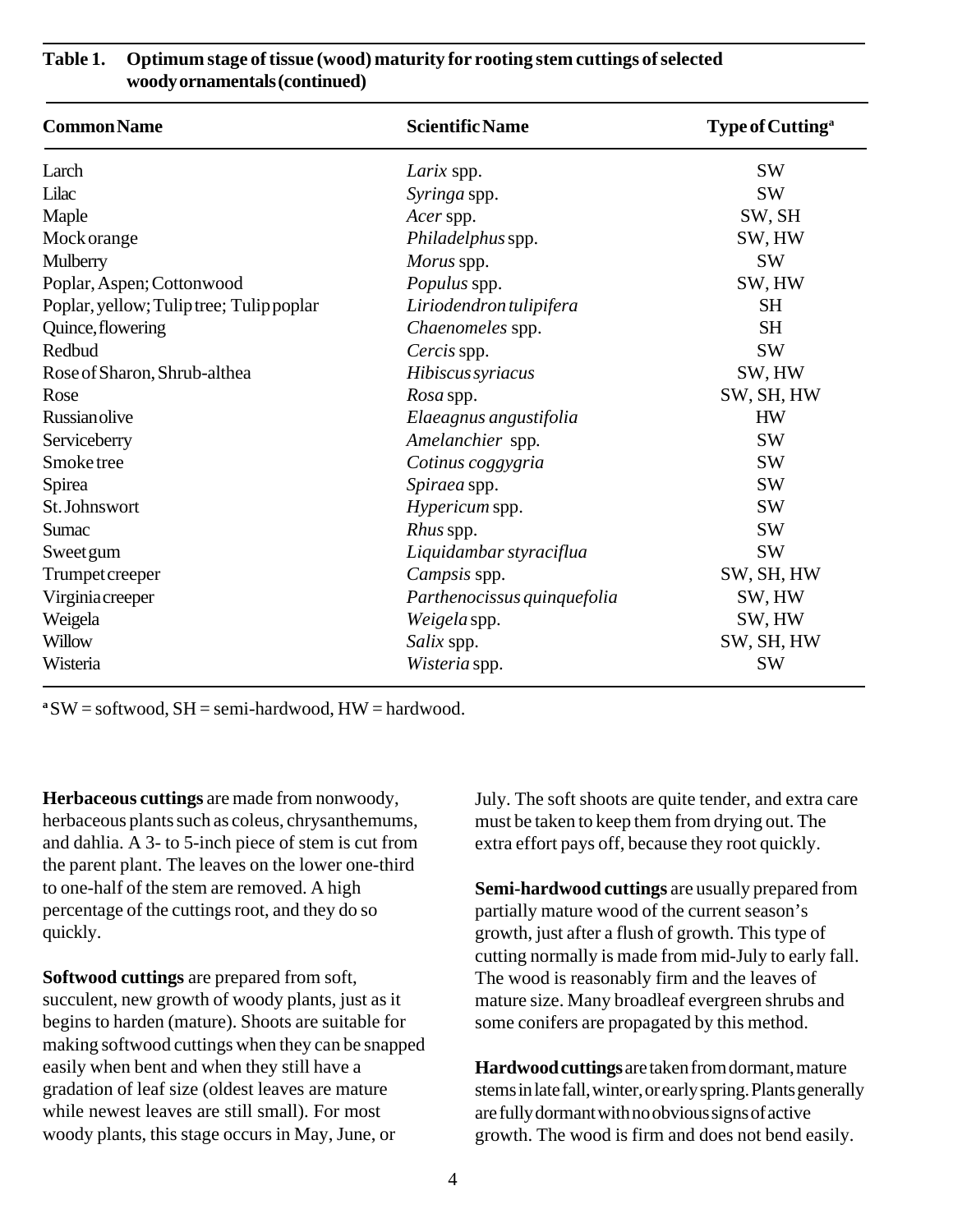**Table 1. Optimum stage of tissue (wood) maturity for rooting stem cuttings of selected woody ornamentals (continued)**

| Common Name | Scientific Name | Type of Cutting[a] |
|---|---|---|
| Larch | *Larix* spp. | SW |
| Lilac | *Syringa* spp. | SW |
| Maple | *Acer* spp. | SW, SH |
| Mock orange | *Philadelphus* spp. | SW, HW |
| Mulberry | *Morus* spp. | SW |
| Poplar, Aspen; Cottonwood | *Populus* spp. | SW, HW |
| Poplar, yellow; Tulip tree; Tulip poplar | *Liriodendron tulipifera* | SH |
| Quince, flowering | *Chaenomeles* spp. | SH |
| Redbud | *Cercis* spp. | SW |
| Rose of Sharon, Shrub-althea | *Hibiscus syriacus* | SW, HW |
| Rose | *Rosa* spp. | SW, SH, HW |
| Russian olive | *Elaeagnus angustifolia* | HW |
| Serviceberry | *Amelanchier* spp. | SW |
| Smoke tree | *Cotinus coggygria* | SW |
| Spirea | *Spiraea* spp. | SW |
| St. Johnswort | *Hypericum* spp. | SW |
| Sumac | *Rhus* spp. | SW |
| Sweet gum | *Liquidambar styraciflua* | SW |
| Trumpet creeper | *Campsis* spp. | SW, SH, HW |
| Virginia creeper | *Parthenocissus quinquefolia* | SW, HW |
| Weigela | *Weigela* spp. | SW, HW |
| Willow | *Salix* spp. | SW, SH, HW |
| Wisteria | *Wisteria* spp. | SW |

[a] SW = softwood, SH = semi-hardwood, HW = hardwood.

**Herbaceous cuttings** are made from nonwoody, herbaceous plants such as coleus, chrysanthemums, and dahlia. A 3- to 5-inch piece of stem is cut from the parent plant. The leaves on the lower one-third to one-half of the stem are removed. A high percentage of the cuttings root, and they do so quickly.

**Softwood cuttings** are prepared from soft, succulent, new growth of woody plants, just as it begins to harden (mature). Shoots are suitable for making softwood cuttings when they can be snapped easily when bent and when they still have a gradation of leaf size (oldest leaves are mature while newest leaves are still small). For most woody plants, this stage occurs in May, June, or July. The soft shoots are quite tender, and extra care must be taken to keep them from drying out. The extra effort pays off, because they root quickly.

**Semi-hardwood cuttings** are usually prepared from partially mature wood of the current season's growth, just after a flush of growth. This type of cutting normally is made from mid-July to early fall. The wood is reasonably firm and the leaves of mature size. Many broadleaf evergreen shrubs and some conifers are propagated by this method.

**Hardwood cuttings** are taken from dormant, mature stems in late fall, winter, or early spring. Plants generally are fully dormant with no obvious signs of active growth. The wood is firm and does not bend easily.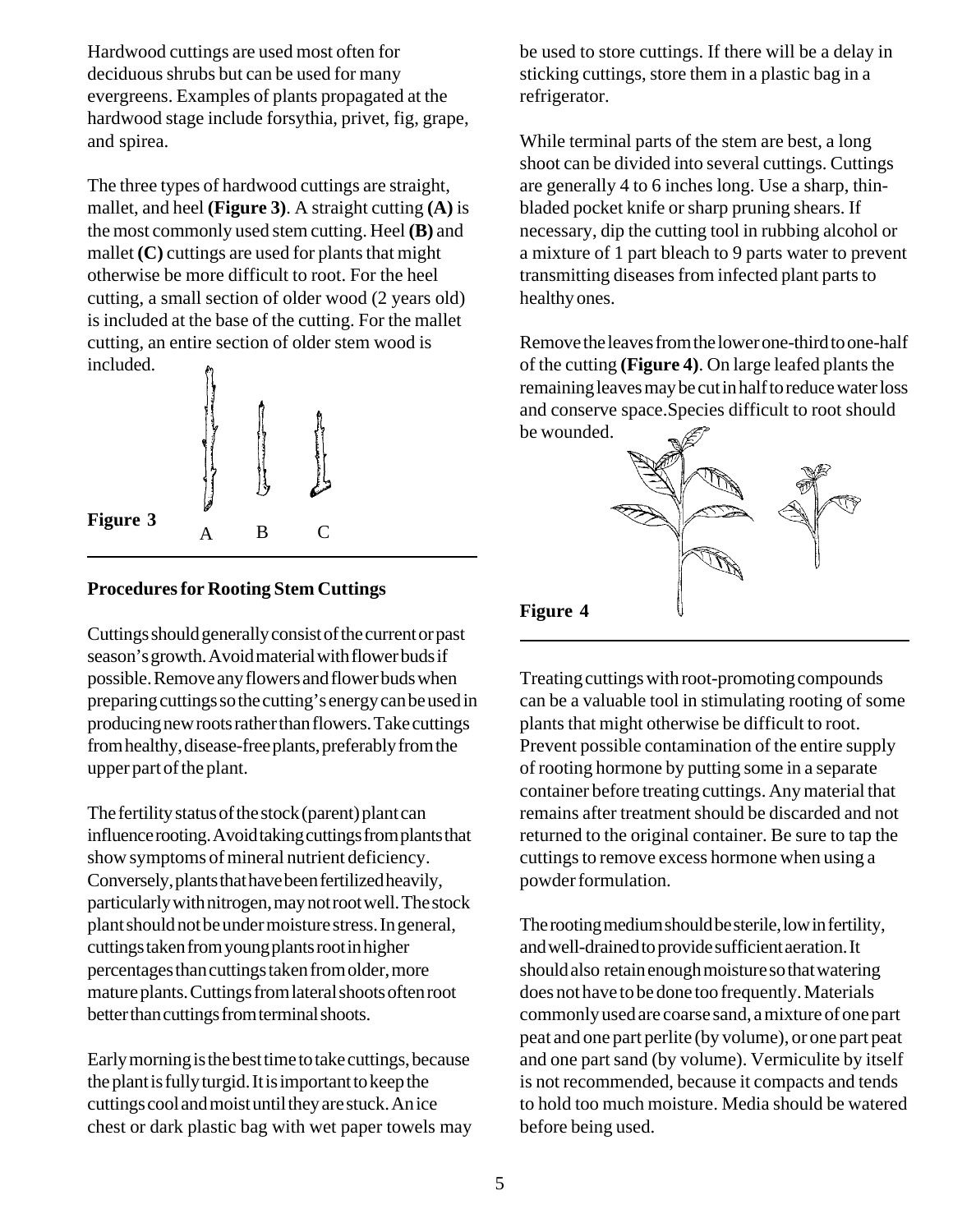Hardwood cuttings are used most often for deciduous shrubs but can be used for many evergreens. Examples of plants propagated at the hardwood stage include forsythia, privet, fig, grape, and spirea.

The three types of hardwood cuttings are straight, mallet, and heel **(Figure 3)**. A straight cutting **(A)** is the most commonly used stem cutting. Heel **(B)** and mallet **(C)** cuttings are used for plants that might otherwise be more difficult to root. For the heel cutting, a small section of older wood (2 years old) is included at the base of the cutting. For the mallet cutting, an entire section of older stem wood is included.

**Figure 3** A B C

### Procedures for Rooting Stem Cuttings

Cuttings should generally consist of the current or past season's growth. Avoid material with flower buds if possible. Remove any flowers and flower buds when preparing cuttings so the cutting's energy can be used in producing new roots rather than flowers. Take cuttings from healthy, disease-free plants, preferably from the upper part of the plant.

The fertility status of the stock (parent) plant can influence rooting. Avoid taking cuttings from plants that show symptoms of mineral nutrient deficiency. Conversely, plants that have been fertilized heavily, particularly with nitrogen, may not root well. The stock plant should not be under moisture stress. In general, cuttings taken from young plants root in higher percentages than cuttings taken from older, more mature plants. Cuttings from lateral shoots often root better than cuttings from terminal shoots.

Early morning is the best time to take cuttings, because the plant is fully turgid. It is important to keep the cuttings cool and moist until they are stuck. An ice chest or dark plastic bag with wet paper towels may be used to store cuttings. If there will be a delay in sticking cuttings, store them in a plastic bag in a refrigerator.

While terminal parts of the stem are best, a long shoot can be divided into several cuttings. Cuttings are generally 4 to 6 inches long. Use a sharp, thin-bladed pocket knife or sharp pruning shears. If necessary, dip the cutting tool in rubbing alcohol or a mixture of 1 part bleach to 9 parts water to prevent transmitting diseases from infected plant parts to healthy ones.

Remove the leaves from the lower one-third to one-half of the cutting **(Figure 4)**. On large leafed plants the remaining leaves may be cut in half to reduce water loss and conserve space. Species difficult to root should be wounded.

**Figure 4**

Treating cuttings with root-promoting compounds can be a valuable tool in stimulating rooting of some plants that might otherwise be difficult to root. Prevent possible contamination of the entire supply of rooting hormone by putting some in a separate container before treating cuttings. Any material that remains after treatment should be discarded and not returned to the original container. Be sure to tap the cuttings to remove excess hormone when using a powder formulation.

The rooting medium should be sterile, low in fertility, and well-drained to provide sufficient aeration. It should also retain enough moisture so that watering does not have to be done too frequently. Materials commonly used are coarse sand, a mixture of one part peat and one part perlite (by volume), or one part peat and one part sand (by volume). Vermiculite by itself is not recommended, because it compacts and tends to hold too much moisture. Media should be watered before being used.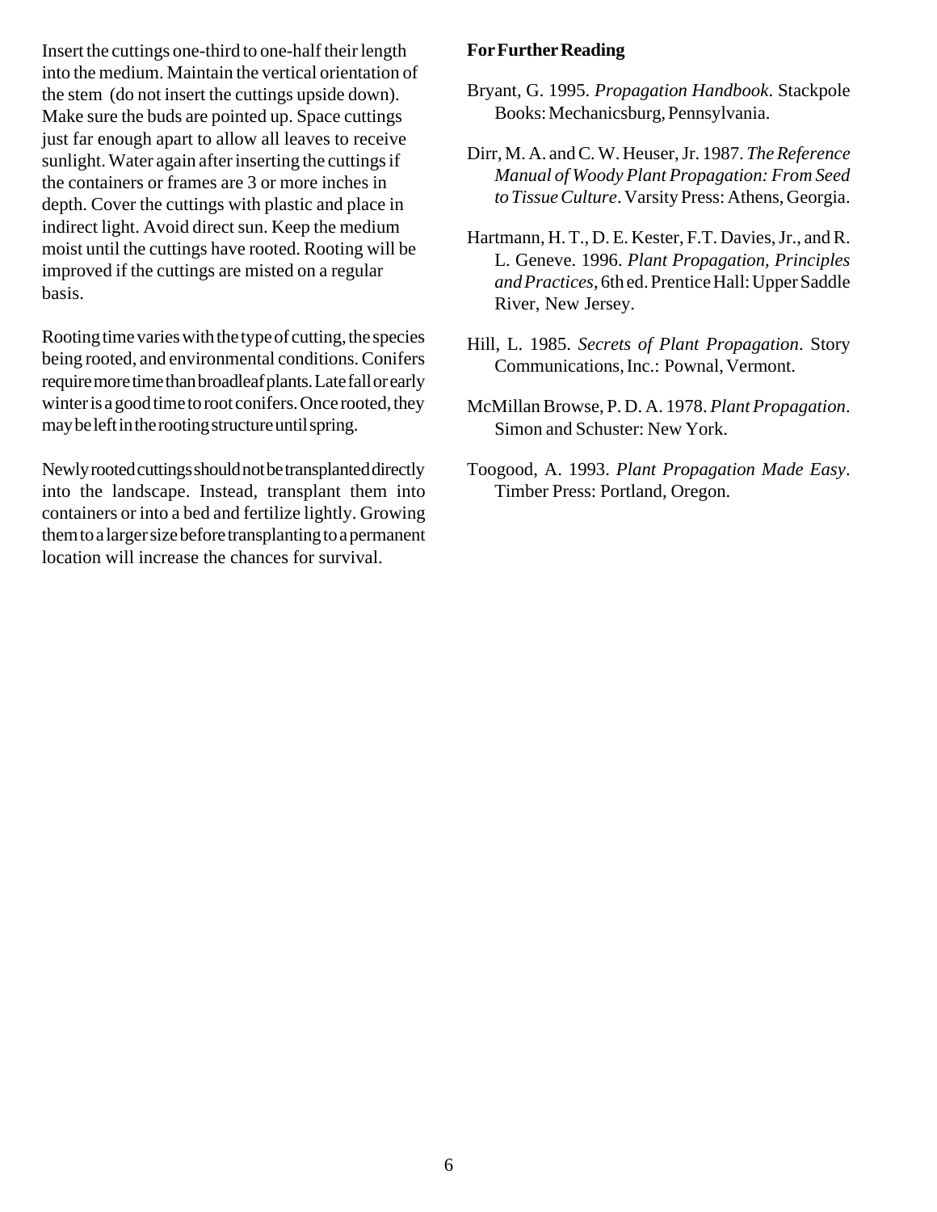Insert the cuttings one-third to one-half their length into the medium. Maintain the vertical orientation of the stem (do not insert the cuttings upside down). Make sure the buds are pointed up. Space cuttings just far enough apart to allow all leaves to receive sunlight. Water again after inserting the cuttings if the containers or frames are 3 or more inches in depth. Cover the cuttings with plastic and place in indirect light. Avoid direct sun. Keep the medium moist until the cuttings have rooted. Rooting will be improved if the cuttings are misted on a regular basis.

Rooting time varies with the type of cutting, the species being rooted, and environmental conditions. Conifers require more time than broadleaf plants. Late fall or early winter is a good time to root conifers. Once rooted, they may be left in the rooting structure until spring.

Newly rooted cuttings should not be transplanted directly into the landscape. Instead, transplant them into containers or into a bed and fertilize lightly. Growing them to a larger size before transplanting to a permanent location will increase the chances for survival.

**For Further Reading**

Bryant, G. 1995. *Propagation Handbook*. Stackpole Books: Mechanicsburg, Pennsylvania.

Dirr, M. A. and C. W. Heuser, Jr. 1987. *The Reference Manual of Woody Plant Propagation: From Seed to Tissue Culture*. Varsity Press: Athens, Georgia.

Hartmann, H. T., D. E. Kester, F.T. Davies, Jr., and R. L. Geneve. 1996. *Plant Propagation, Principles and Practices*, 6th ed. Prentice Hall: Upper Saddle River, New Jersey.

Hill, L. 1985. *Secrets of Plant Propagation*. Story Communications, Inc.: Pownal, Vermont.

McMillan Browse, P. D. A. 1978. *Plant Propagation*. Simon and Schuster: New York.

Toogood, A. 1993. *Plant Propagation Made Easy*. Timber Press: Portland, Oregon.